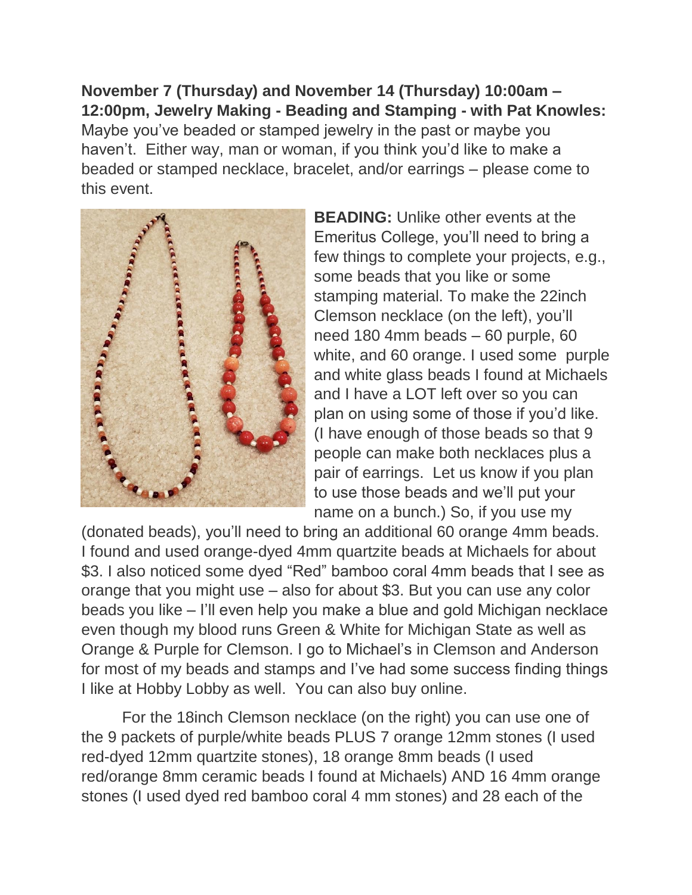**November 7 (Thursday) and November 14 (Thursday) 10:00am – 12:00pm, Jewelry Making - Beading and Stamping - with Pat Knowles:** Maybe you've beaded or stamped jewelry in the past or maybe you haven't. Either way, man or woman, if you think you'd like to make a beaded or stamped necklace, bracelet, and/or earrings – please come to this event.

**BEADING:** Unlike other events at the Emeritus College, you'll need to bring a few things to complete your projects, e.g., some beads that you like or some stamping material. To make the 22inch Clemson necklace (on the left), you'll need 180 4mm beads – 60 purple, 60 white, and 60 orange. I used some purple and white glass beads I found at Michaels and I have a LOT left over so you can plan on using some of those if you'd like. (I have enough of those beads so that 9 people can make both necklaces plus a pair of earrings. Let us know if you plan to use those beads and we'll put your name on a bunch.) So, if you use my (donated beads), you'll need to bring an additional 60 orange 4mm beads. I found and used orange-dyed 4mm quartzite beads at Michaels for about $3. I also noticed some dyed "Red" bamboo coral 4mm beads that I see as orange that you might use – also for about $3. But you can use any color beads you like – I'll even help you make a blue and gold Michigan necklace even though my blood runs Green & White for Michigan State as well as Orange & Purple for Clemson. I go to Michael's in Clemson and Anderson for most of my beads and stamps and I've had some success finding things I like at Hobby Lobby as well. You can also buy online.

For the 18inch Clemson necklace (on the right) you can use one of the 9 packets of purple/white beads PLUS 7 orange 12mm stones (I used red-dyed 12mm quartzite stones), 18 orange 8mm beads (I used red/orange 8mm ceramic beads I found at Michaels) AND 16 4mm orange stones (I used dyed red bamboo coral 4 mm stones) and 28 each of the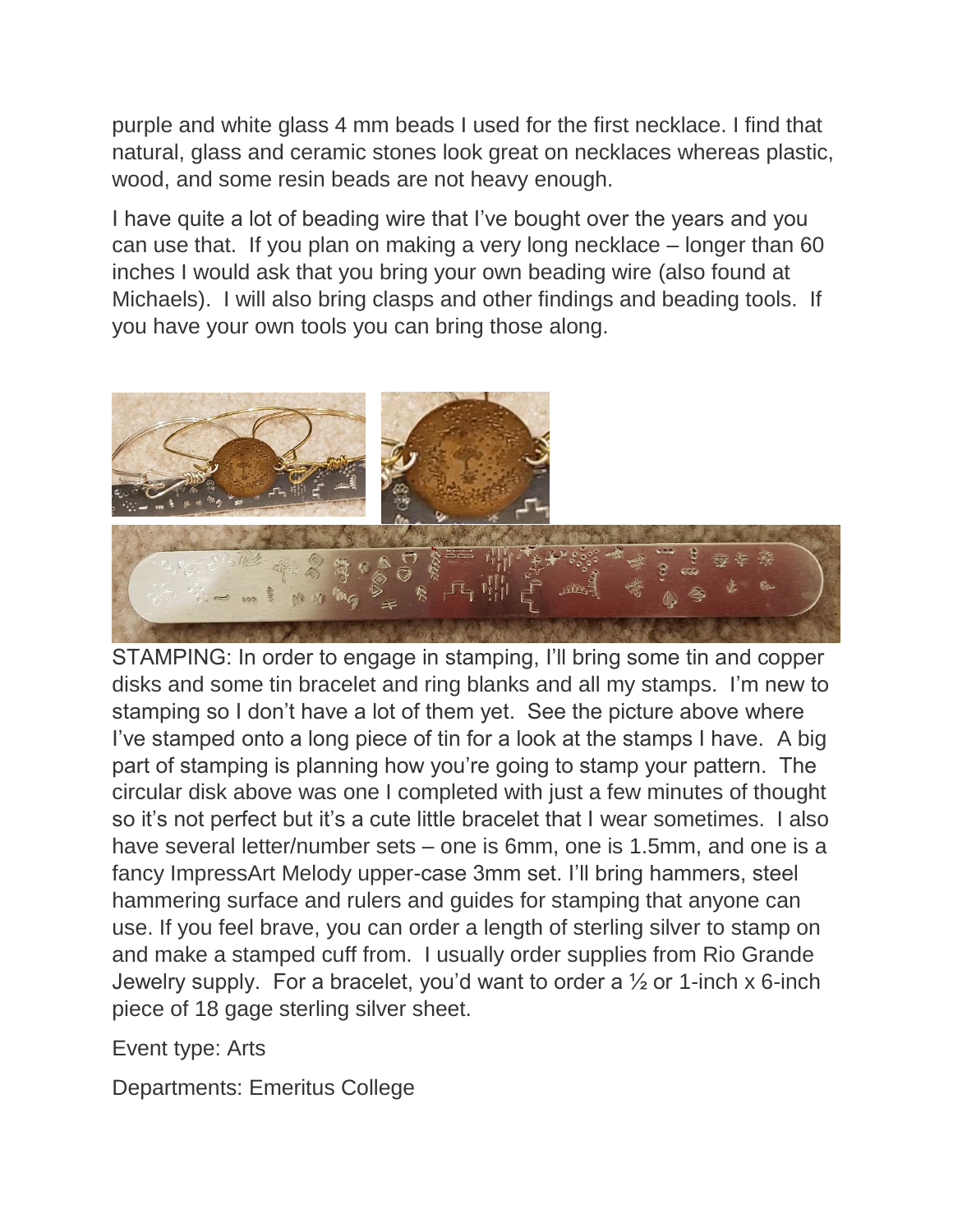purple and white glass 4 mm beads I used for the first necklace. I find that natural, glass and ceramic stones look great on necklaces whereas plastic, wood, and some resin beads are not heavy enough.

I have quite a lot of beading wire that I've bought over the years and you can use that. If you plan on making a very long necklace – longer than 60 inches I would ask that you bring your own beading wire (also found at Michaels). I will also bring clasps and other findings and beading tools. If you have your own tools you can bring those along.

STAMPING: In order to engage in stamping, I'll bring some tin and copper disks and some tin bracelet and ring blanks and all my stamps. I'm new to stamping so I don't have a lot of them yet. See the picture above where I've stamped onto a long piece of tin for a look at the stamps I have. A big part of stamping is planning how you're going to stamp your pattern. The circular disk above was one I completed with just a few minutes of thought so it's not perfect but it's a cute little bracelet that I wear sometimes. I also have several letter/number sets – one is 6mm, one is 1.5mm, and one is a fancy ImpressArt Melody upper-case 3mm set. I'll bring hammers, steel hammering surface and rulers and guides for stamping that anyone can use. If you feel brave, you can order a length of sterling silver to stamp on and make a stamped cuff from. I usually order supplies from Rio Grande Jewelry supply. For a bracelet, you'd want to order a ½ or 1-inch x 6-inch piece of 18 gage sterling silver sheet.

Event type: Arts

Departments: Emeritus College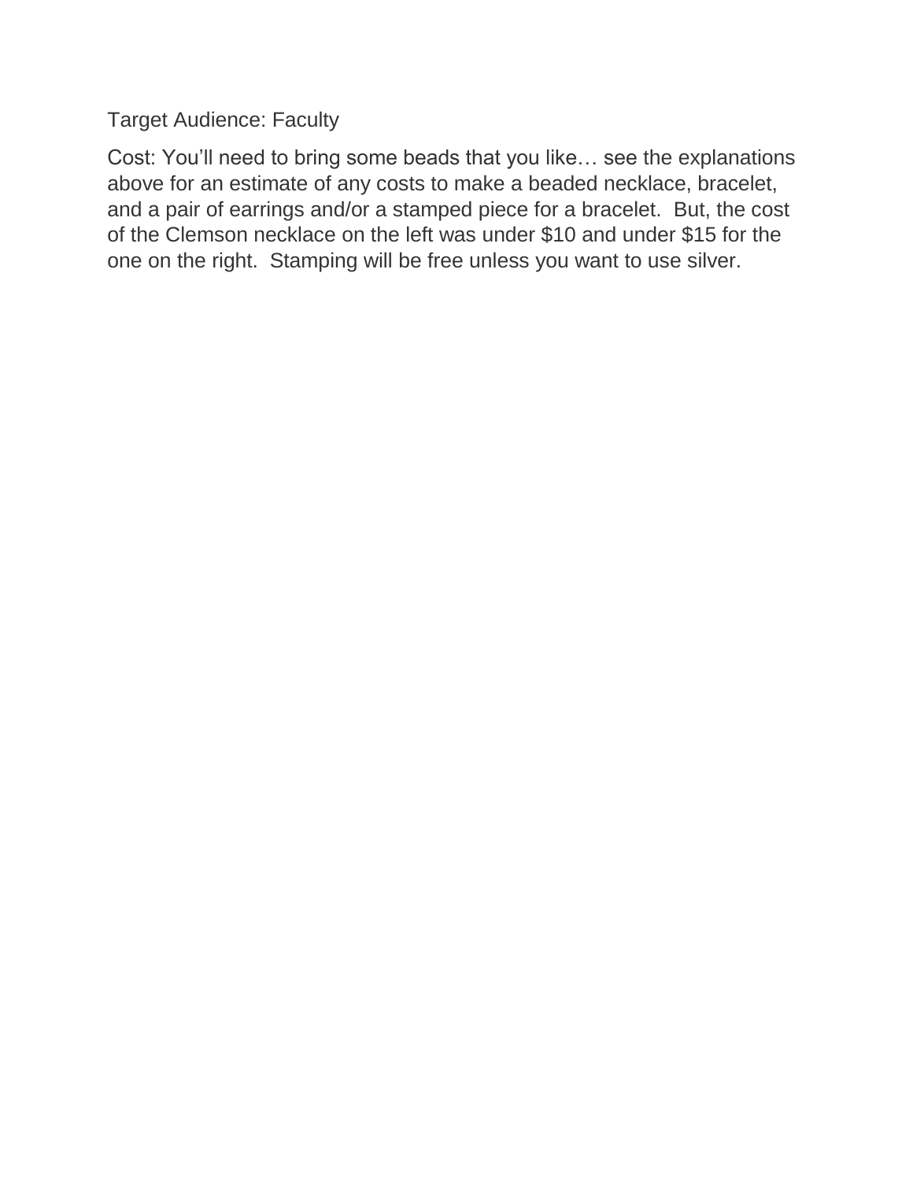Target Audience: Faculty

Cost: You'll need to bring some beads that you like… see the explanations above for an estimate of any costs to make a beaded necklace, bracelet, and a pair of earrings and/or a stamped piece for a bracelet.  But, the cost of the Clemson necklace on the left was under $10 and under $15 for the one on the right.  Stamping will be free unless you want to use silver.